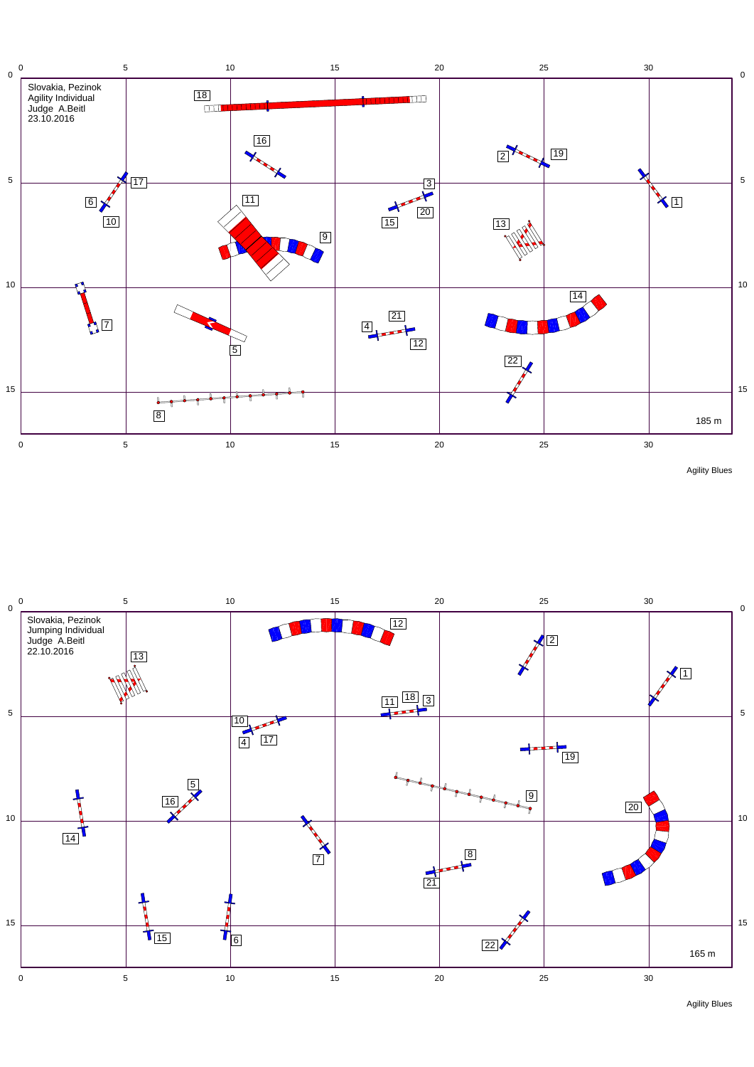Slovakia, Pezinok
Agility Individual
Judge A.Beitl
23.10.2016

185 m

Agility Blues

Slovakia, Pezinok
Jumping Individual
Judge A.Beitl
22.10.2016

165 m

Agility Blues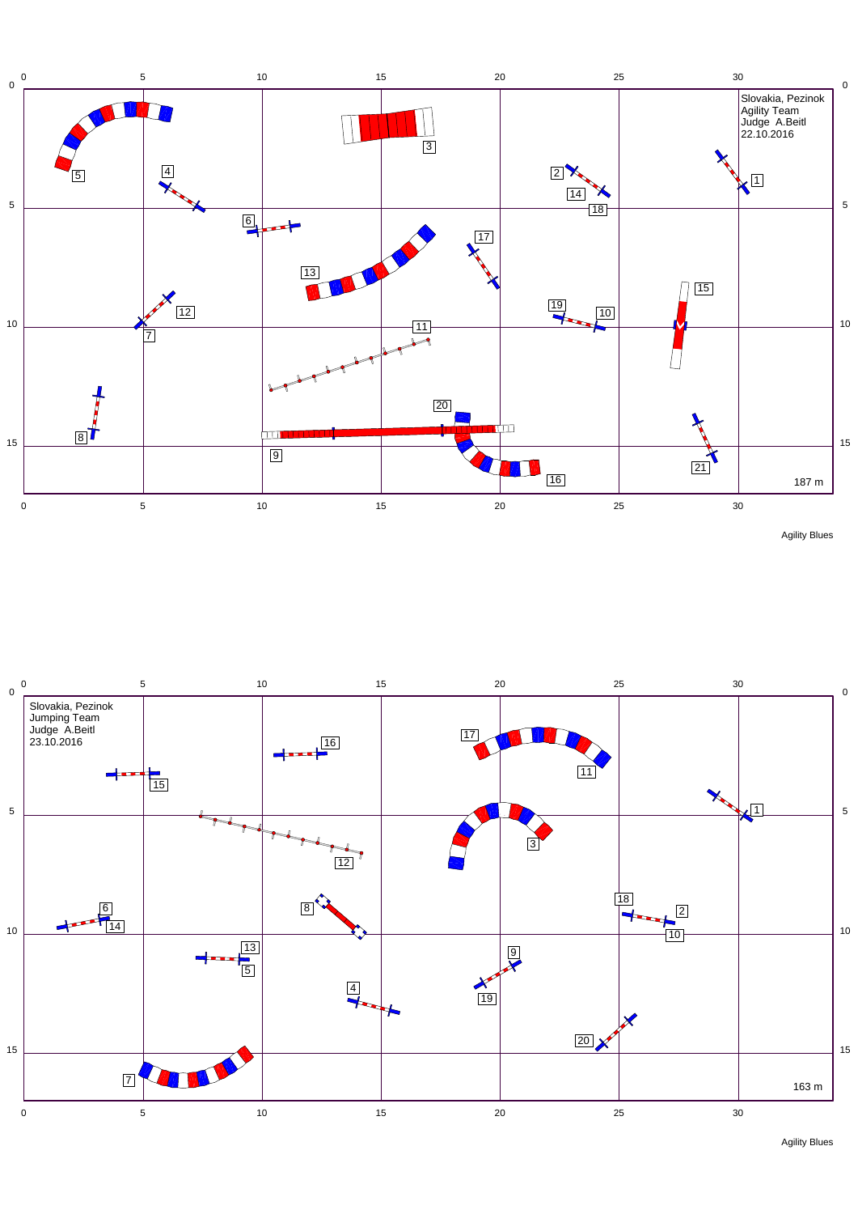Slovakia, Pezinok
Agility Team
Judge A.Beitl
22.10.2016

187 m

Agility Blues

Slovakia, Pezinok
Jumping Team
Judge A.Beitl
23.10.2016

163 m

Agility Blues